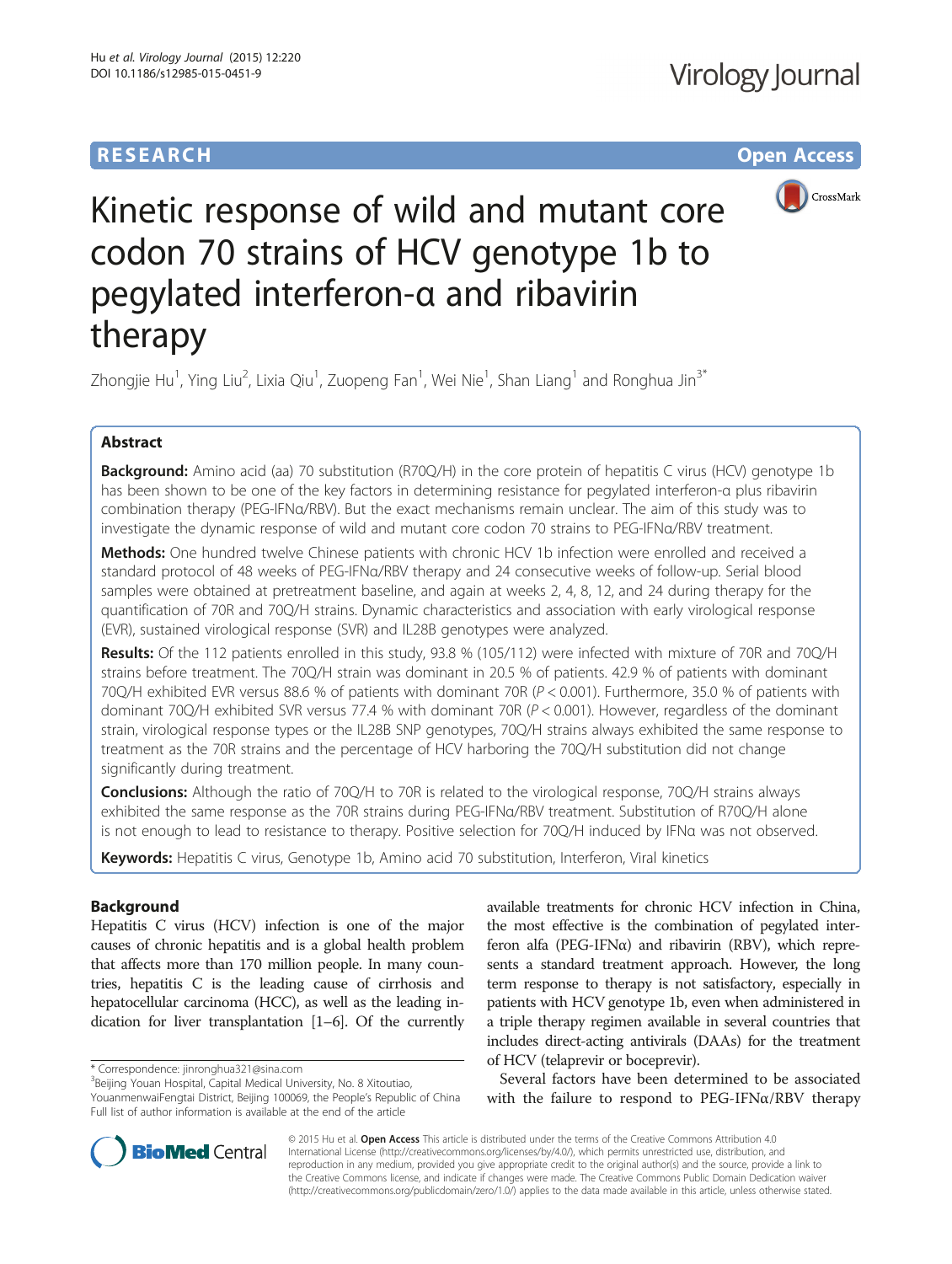RESEARCH Open Access

# Kinetic response of wild and mutant core codon 70 strains of HCV genotype 1b to pegylated interferon-α and ribavirin therapy

Zhongjie Hu[1], Ying Liu[2], Lixia Qiu[1], Zuopeng Fan[1], Wei Nie[1], Shan Liang[1] and Ronghua Jin[3*]

## Abstract

**Background:** Amino acid (aa) 70 substitution (R70Q/H) in the core protein of hepatitis C virus (HCV) genotype 1b has been shown to be one of the key factors in determining resistance for pegylated interferon-α plus ribavirin combination therapy (PEG-IFNα/RBV). But the exact mechanisms remain unclear. The aim of this study was to investigate the dynamic response of wild and mutant core codon 70 strains to PEG-IFNα/RBV treatment.

**Methods:** One hundred twelve Chinese patients with chronic HCV 1b infection were enrolled and received a standard protocol of 48 weeks of PEG-IFNα/RBV therapy and 24 consecutive weeks of follow-up. Serial blood samples were obtained at pretreatment baseline, and again at weeks 2, 4, 8, 12, and 24 during therapy for the quantification of 70R and 70Q/H strains. Dynamic characteristics and association with early virological response (EVR), sustained virological response (SVR) and IL28B genotypes were analyzed.

**Results:** Of the 112 patients enrolled in this study, 93.8 % (105/112) were infected with mixture of 70R and 70Q/H strains before treatment. The 70Q/H strain was dominant in 20.5 % of patients. 42.9 % of patients with dominant 70Q/H exhibited EVR versus 88.6 % of patients with dominant 70R ($P < 0.001$). Furthermore, 35.0 % of patients with dominant 70Q/H exhibited SVR versus 77.4 % with dominant 70R ($P < 0.001$). However, regardless of the dominant strain, virological response types or the IL28B SNP genotypes, 70Q/H strains always exhibited the same response to treatment as the 70R strains and the percentage of HCV harboring the 70Q/H substitution did not change significantly during treatment.

**Conclusions:** Although the ratio of 70Q/H to 70R is related to the virological response, 70Q/H strains always exhibited the same response as the 70R strains during PEG-IFNα/RBV treatment. Substitution of R70Q/H alone is not enough to lead to resistance to therapy. Positive selection for 70Q/H induced by IFNα was not observed.

**Keywords:** Hepatitis C virus, Genotype 1b, Amino acid 70 substitution, Interferon, Viral kinetics

## Background

Hepatitis C virus (HCV) infection is one of the major causes of chronic hepatitis and is a global health problem that affects more than 170 million people. In many countries, hepatitis C is the leading cause of cirrhosis and hepatocellular carcinoma (HCC), as well as the leading indication for liver transplantation [1–6]. Of the currently available treatments for chronic HCV infection in China, the most effective is the combination of pegylated interferon alfa (PEG-IFNα) and ribavirin (RBV), which represents a standard treatment approach. However, the long term response to therapy is not satisfactory, especially in patients with HCV genotype 1b, even when administered in a triple therapy regimen available in several countries that includes direct-acting antivirals (DAAs) for the treatment of HCV (telaprevir or boceprevir).

Several factors have been determined to be associated with the failure to respond to PEG-IFNα/RBV therapy

\* Correspondence: jinronghua321@sina.com
[3]Beijing Youan Hospital, Capital Medical University, No. 8 Xitoutiao, YouanmenwaiFengtai District, Beijing 100069, the People's Republic of China
Full list of author information is available at the end of the article

© 2015 Hu et al. **Open Access** This article is distributed under the terms of the Creative Commons Attribution 4.0 International License (http://creativecommons.org/licenses/by/4.0/), which permits unrestricted use, distribution, and reproduction in any medium, provided you give appropriate credit to the original author(s) and the source, provide a link to the Creative Commons license, and indicate if changes were made. The Creative Commons Public Domain Dedication waiver (http://creativecommons.org/publicdomain/zero/1.0/) applies to the data made available in this article, unless otherwise stated.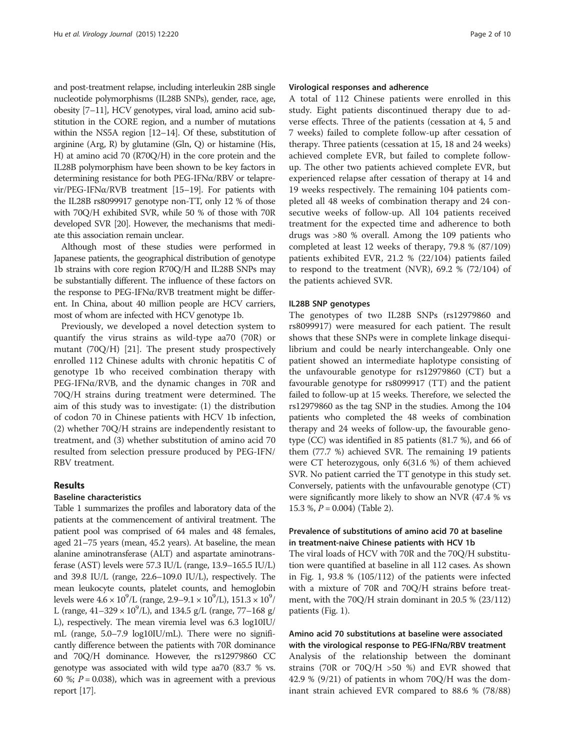and post-treatment relapse, including interleukin 28B single nucleotide polymorphisms (IL28B SNPs), gender, race, age, obesity [7–11], HCV genotypes, viral load, amino acid substitution in the CORE region, and a number of mutations within the NS5A region [12–14]. Of these, substitution of arginine (Arg, R) by glutamine (Gln, Q) or histamine (His, H) at amino acid 70 (R70Q/H) in the core protein and the IL28B polymorphism have been shown to be key factors in determining resistance for both PEG-IFNα/RBV or telaprevir/PEG-IFNα/RVB treatment [15–19]. For patients with the IL28B rs8099917 genotype non-TT, only 12 % of those with 70Q/H exhibited SVR, while 50 % of those with 70R developed SVR [20]. However, the mechanisms that mediate this association remain unclear.

Although most of these studies were performed in Japanese patients, the geographical distribution of genotype 1b strains with core region R70Q/H and IL28B SNPs may be substantially different. The influence of these factors on the response to PEG-IFNα/RVB treatment might be different. In China, about 40 million people are HCV carriers, most of whom are infected with HCV genotype 1b.

Previously, we developed a novel detection system to quantify the virus strains as wild-type aa70 (70R) or mutant (70Q/H) [21]. The present study prospectively enrolled 112 Chinese adults with chronic hepatitis C of genotype 1b who received combination therapy with PEG-IFNα/RVB, and the dynamic changes in 70R and 70Q/H strains during treatment were determined. The aim of this study was to investigate: (1) the distribution of codon 70 in Chinese patients with HCV 1b infection, (2) whether 70Q/H strains are independently resistant to treatment, and (3) whether substitution of amino acid 70 resulted from selection pressure produced by PEG-IFN/RBV treatment.

## Results

### Baseline characteristics

Table 1 summarizes the profiles and laboratory data of the patients at the commencement of antiviral treatment. The patient pool was comprised of 64 males and 48 females, aged 21–75 years (mean, 45.2 years). At baseline, the mean alanine aminotransferase (ALT) and aspartate aminotransferase (AST) levels were 57.3 IU/L (range, 13.9–165.5 IU/L) and 39.8 IU/L (range, 22.6–109.0 IU/L), respectively. The mean leukocyte counts, platelet counts, and hemoglobin levels were $4.6 \times 10^9$/L (range, 2.9–$9.1 \times 10^9$/L), $151.3 \times 10^9$/L (range, 41–$329 \times 10^9$/L), and 134.5 g/L (range, 77–168 g/L), respectively. The mean viremia level was 6.3 log10IU/mL (range, 5.0–7.9 log10IU/mL). There were no significantly difference between the patients with 70R dominance and 70Q/H dominance. However, the rs12979860 CC genotype was associated with wild type aa70 (83.7 % vs. 60 %; $P = 0.038$), which was in agreement with a previous report [17].

### Virological responses and adherence

A total of 112 Chinese patients were enrolled in this study. Eight patients discontinued therapy due to adverse effects. Three of the patients (cessation at 4, 5 and 7 weeks) failed to complete follow-up after cessation of therapy. Three patients (cessation at 15, 18 and 24 weeks) achieved complete EVR, but failed to complete follow-up. The other two patients achieved complete EVR, but experienced relapse after cessation of therapy at 14 and 19 weeks respectively. The remaining 104 patients completed all 48 weeks of combination therapy and 24 consecutive weeks of follow-up. All 104 patients received treatment for the expected time and adherence to both drugs was >80 % overall. Among the 109 patients who completed at least 12 weeks of therapy, 79.8 % (87/109) patients exhibited EVR, 21.2 % (22/104) patients failed to respond to the treatment (NVR), 69.2 % (72/104) of the patients achieved SVR.

### IL28B SNP genotypes

The genotypes of two IL28B SNPs (rs12979860 and rs8099917) were measured for each patient. The result shows that these SNPs were in complete linkage disequilibrium and could be nearly interchangeable. Only one patient showed an intermediate haplotype consisting of the unfavourable genotype for rs12979860 (CT) but a favourable genotype for rs8099917 (TT) and the patient failed to follow-up at 15 weeks. Therefore, we selected the rs12979860 as the tag SNP in the studies. Among the 104 patients who completed the 48 weeks of combination therapy and 24 weeks of follow-up, the favourable genotype (CC) was identified in 85 patients (81.7 %), and 66 of them (77.7 %) achieved SVR. The remaining 19 patients were CT heterozygous, only 6(31.6 %) of them achieved SVR. No patient carried the TT genotype in this study set. Conversely, patients with the unfavourable genotype (CT) were significantly more likely to show an NVR (47.4 % vs 15.3 %, $P = 0.004$) (Table 2).

### Prevalence of substitutions of amino acid 70 at baseline in treatment-naive Chinese patients with HCV 1b

The viral loads of HCV with 70R and the 70Q/H substitution were quantified at baseline in all 112 cases. As shown in Fig. 1, 93.8 % (105/112) of the patients were infected with a mixture of 70R and 70Q/H strains before treatment, with the 70Q/H strain dominant in 20.5 % (23/112) patients (Fig. 1).

### Amino acid 70 substitutions at baseline were associated with the virological response to PEG-IFNα/RBV treatment

Analysis of the relationship between the dominant strains (70R or 70Q/H >50 %) and EVR showed that 42.9 % (9/21) of patients in whom 70Q/H was the dominant strain achieved EVR compared to 88.6 % (78/88)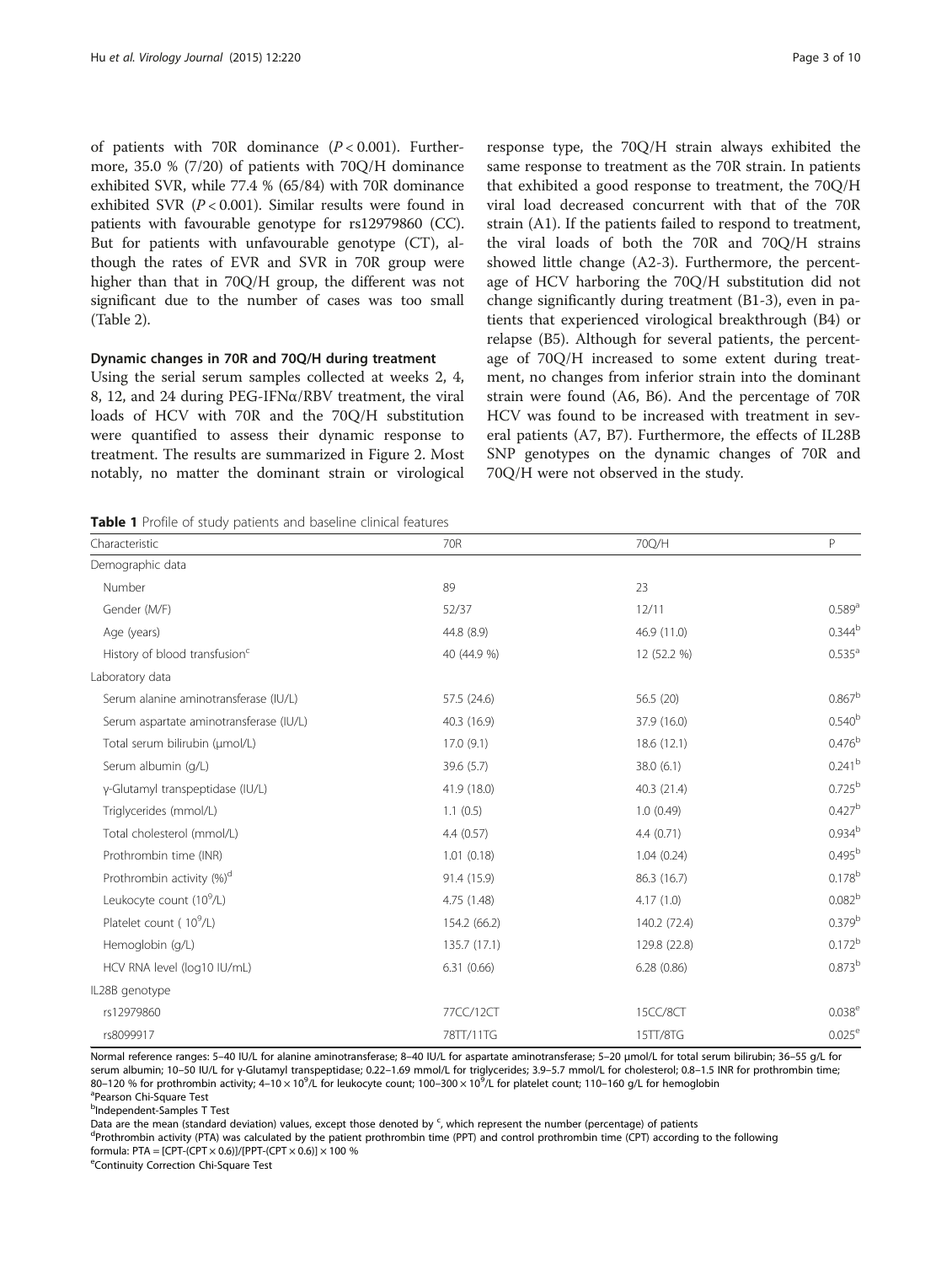of patients with 70R dominance ($P < 0.001$). Furthermore, 35.0 % (7/20) of patients with 70Q/H dominance exhibited SVR, while 77.4 % (65/84) with 70R dominance exhibited SVR ($P < 0.001$). Similar results were found in patients with favourable genotype for rs12979860 (CC). But for patients with unfavourable genotype (CT), although the rates of EVR and SVR in 70R group were higher than that in 70Q/H group, the different was not significant due to the number of cases was too small (Table 2).

### Dynamic changes in 70R and 70Q/H during treatment

Using the serial serum samples collected at weeks 2, 4, 8, 12, and 24 during PEG-IFNα/RBV treatment, the viral loads of HCV with 70R and the 70Q/H substitution were quantified to assess their dynamic response to treatment. The results are summarized in Figure 2. Most notably, no matter the dominant strain or virological response type, the 70Q/H strain always exhibited the same response to treatment as the 70R strain. In patients that exhibited a good response to treatment, the 70Q/H viral load decreased concurrent with that of the 70R strain (A1). If the patients failed to respond to treatment, the viral loads of both the 70R and 70Q/H strains showed little change (A2-3). Furthermore, the percentage of HCV harboring the 70Q/H substitution did not change significantly during treatment (B1-3), even in patients that experienced virological breakthrough (B4) or relapse (B5). Although for several patients, the percentage of 70Q/H increased to some extent during treatment, no changes from inferior strain into the dominant strain were found (A6, B6). And the percentage of 70R HCV was found to be increased with treatment in several patients (A7, B7). Furthermore, the effects of IL28B SNP genotypes on the dynamic changes of 70R and 70Q/H were not observed in the study.

**Table 1** Profile of study patients and baseline clinical features

| Characteristic | 70R | 70Q/H | P |
|---|---|---|---|
| Demographic data | | | |
| Number | 89 | 23 | |
| Gender (M/F) | 52/37 | 12/11 | 0.589[a] |
| Age (years) | 44.8 (8.9) | 46.9 (11.0) | 0.344[b] |
| History of blood transfusion[c] | 40 (44.9 %) | 12 (52.2 %) | 0.535[a] |
| Laboratory data | | | |
| Serum alanine aminotransferase (IU/L) | 57.5 (24.6) | 56.5 (20) | 0.867[b] |
| Serum aspartate aminotransferase (IU/L) | 40.3 (16.9) | 37.9 (16.0) | 0.540[b] |
| Total serum bilirubin (μmol/L) | 17.0 (9.1) | 18.6 (12.1) | 0.476[b] |
| Serum albumin (g/L) | 39.6 (5.7) | 38.0 (6.1) | 0.241[b] |
| γ-Glutamyl transpeptidase (IU/L) | 41.9 (18.0) | 40.3 (21.4) | 0.725[b] |
| Triglycerides (mmol/L) | 1.1 (0.5) | 1.0 (0.49) | 0.427[b] |
| Total cholesterol (mmol/L) | 4.4 (0.57) | 4.4 (0.71) | 0.934[b] |
| Prothrombin time (INR) | 1.01 (0.18) | 1.04 (0.24) | 0.495[b] |
| Prothrombin activity (%)[d] | 91.4 (15.9) | 86.3 (16.7) | 0.178[b] |
| Leukocyte count ($10^9$/L) | 4.75 (1.48) | 4.17 (1.0) | 0.082[b] |
| Platelet count ( $10^9$/L) | 154.2 (66.2) | 140.2 (72.4) | 0.379[b] |
| Hemoglobin (g/L) | 135.7 (17.1) | 129.8 (22.8) | 0.172[b] |
| HCV RNA level (log10 IU/mL) | 6.31 (0.66) | 6.28 (0.86) | 0.873[b] |
| IL28B genotype | | | |
| rs12979860 | 77CC/12CT | 15CC/8CT | 0.038[e] |
| rs8099917 | 78TT/11TG | 15TT/8TG | 0.025[e] |

Normal reference ranges: 5–40 IU/L for alanine aminotransferase; 8–40 IU/L for aspartate aminotransferase; 5–20 μmol/L for total serum bilirubin; 36–55 g/L for serum albumin; 10–50 IU/L for γ-Glutamyl transpeptidase; 0.22–1.69 mmol/L for triglycerides; 3.9–5.7 mmol/L for cholesterol; 0.8–1.5 INR for prothrombin time; 80–120 % for prothrombin activity; 4–10 × $10^9$/L for leukocyte count; 100–300 × $10^9$/L for platelet count; 110–160 g/L for hemoglobin

[a]Pearson Chi-Square Test

[b]Independent-Samples T Test

Data are the mean (standard deviation) values, except those denoted by [c], which represent the number (percentage) of patients

[d]Prothrombin activity (PTA) was calculated by the patient prothrombin time (PPT) and control prothrombin time (CPT) according to the following formula: PTA = [CPT-(CPT × 0.6)]/[PPT-(CPT × 0.6)] × 100 %

[e]Continuity Correction Chi-Square Test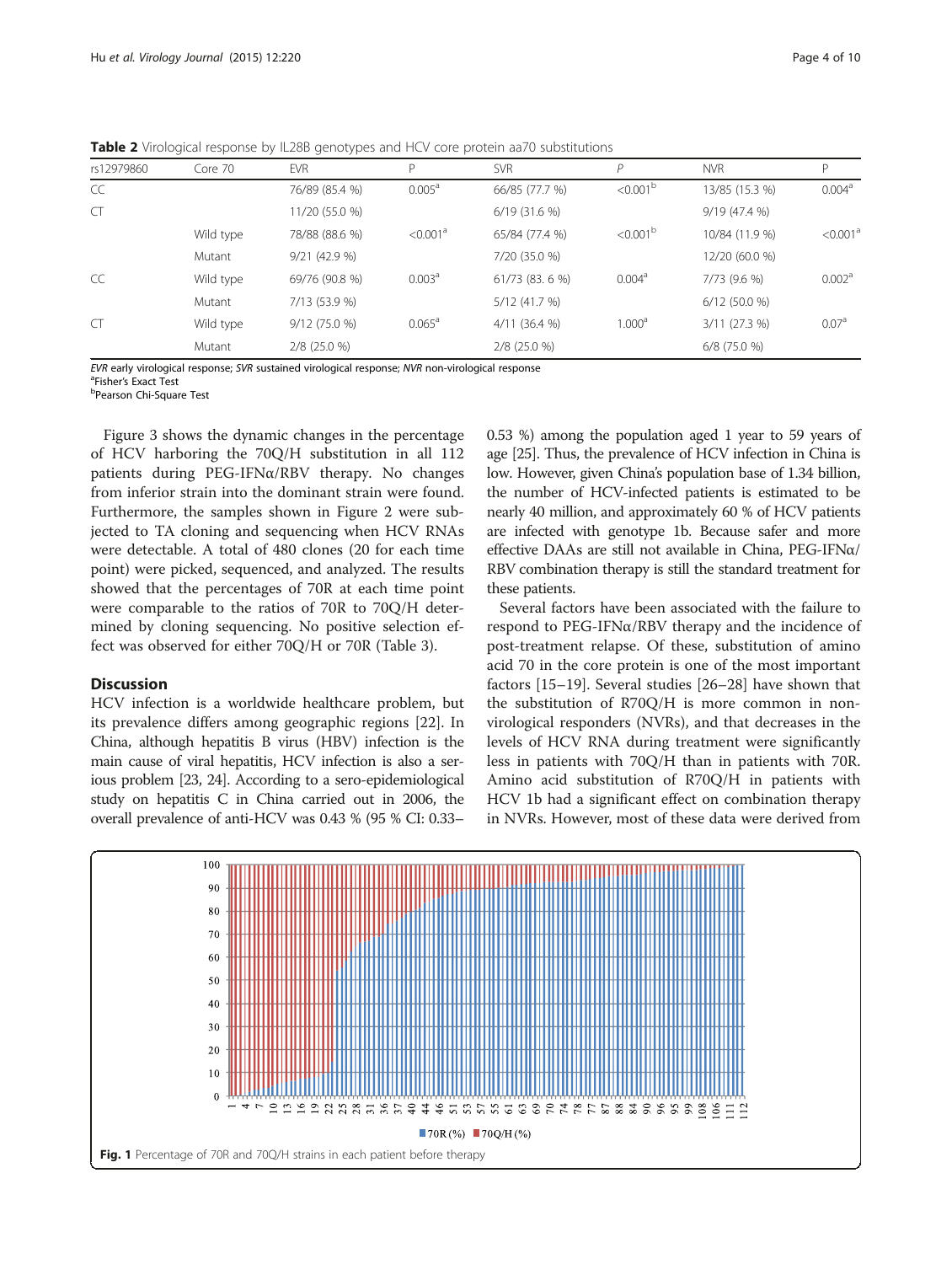**Table 2** Virological response by IL28B genotypes and HCV core protein aa70 substitutions

| rs12979860 | Core 70 | EVR | P | SVR | P | NVR | P |
|---|---|---|---|---|---|---|---|
| CC | | 76/89 (85.4 %) | 0.005[a] | 66/85 (77.7 %) | <0.001[b] | 13/85 (15.3 %) | 0.004[a] |
| CT | | 11/20 (55.0 %) | | 6/19 (31.6 %) | | 9/19 (47.4 %) | |
| | Wild type | 78/88 (88.6 %) | <0.001[a] | 65/84 (77.4 %) | <0.001[b] | 10/84 (11.9 %) | <0.001[a] |
| | Mutant | 9/21 (42.9 %) | | 7/20 (35.0 %) | | 12/20 (60.0 %) | |
| CC | Wild type | 69/76 (90.8 %) | 0.003[a] | 61/73 (83. 6 %) | 0.004[a] | 7/73 (9.6 %) | 0.002[a] |
| | Mutant | 7/13 (53.9 %) | | 5/12 (41.7 %) | | 6/12 (50.0 %) | |
| CT | Wild type | 9/12 (75.0 %) | 0.065[a] | 4/11 (36.4 %) | 1.000[a] | 3/11 (27.3 %) | 0.07[a] |
| | Mutant | 2/8 (25.0 %) | | 2/8 (25.0 %) | | 6/8 (75.0 %) | |

*EVR* early virological response; *SVR* sustained virological response; *NVR* non-virological response
[a]Fisher's Exact Test
[b]Pearson Chi-Square Test

Figure 3 shows the dynamic changes in the percentage of HCV harboring the 70Q/H substitution in all 112 patients during PEG-IFNα/RBV therapy. No changes from inferior strain into the dominant strain were found. Furthermore, the samples shown in Figure 2 were subjected to TA cloning and sequencing when HCV RNAs were detectable. A total of 480 clones (20 for each time point) were picked, sequenced, and analyzed. The results showed that the percentages of 70R at each time point were comparable to the ratios of 70R to 70Q/H determined by cloning sequencing. No positive selection effect was observed for either 70Q/H or 70R (Table 3).

## Discussion

HCV infection is a worldwide healthcare problem, but its prevalence differs among geographic regions [22]. In China, although hepatitis B virus (HBV) infection is the main cause of viral hepatitis, HCV infection is also a serious problem [23, 24]. According to a sero-epidemiological study on hepatitis C in China carried out in 2006, the overall prevalence of anti-HCV was 0.43 % (95 % CI: 0.33–0.53 %) among the population aged 1 year to 59 years of age [25]. Thus, the prevalence of HCV infection in China is low. However, given China's population base of 1.34 billion, the number of HCV-infected patients is estimated to be nearly 40 million, and approximately 60 % of HCV patients are infected with genotype 1b. Because safer and more effective DAAs are still not available in China, PEG-IFNα/RBV combination therapy is still the standard treatment for these patients.

Several factors have been associated with the failure to respond to PEG-IFNα/RBV therapy and the incidence of post-treatment relapse. Of these, substitution of amino acid 70 in the core protein is one of the most important factors [15–19]. Several studies [26–28] have shown that the substitution of R70Q/H is more common in non-virological responders (NVRs), and that decreases in the levels of HCV RNA during treatment were significantly less in patients with 70Q/H than in patients with 70R. Amino acid substitution of R70Q/H in patients with HCV 1b had a significant effect on combination therapy in NVRs. However, most of these data were derived from

**Fig. 1** Percentage of 70R and 70Q/H strains in each patient before therapy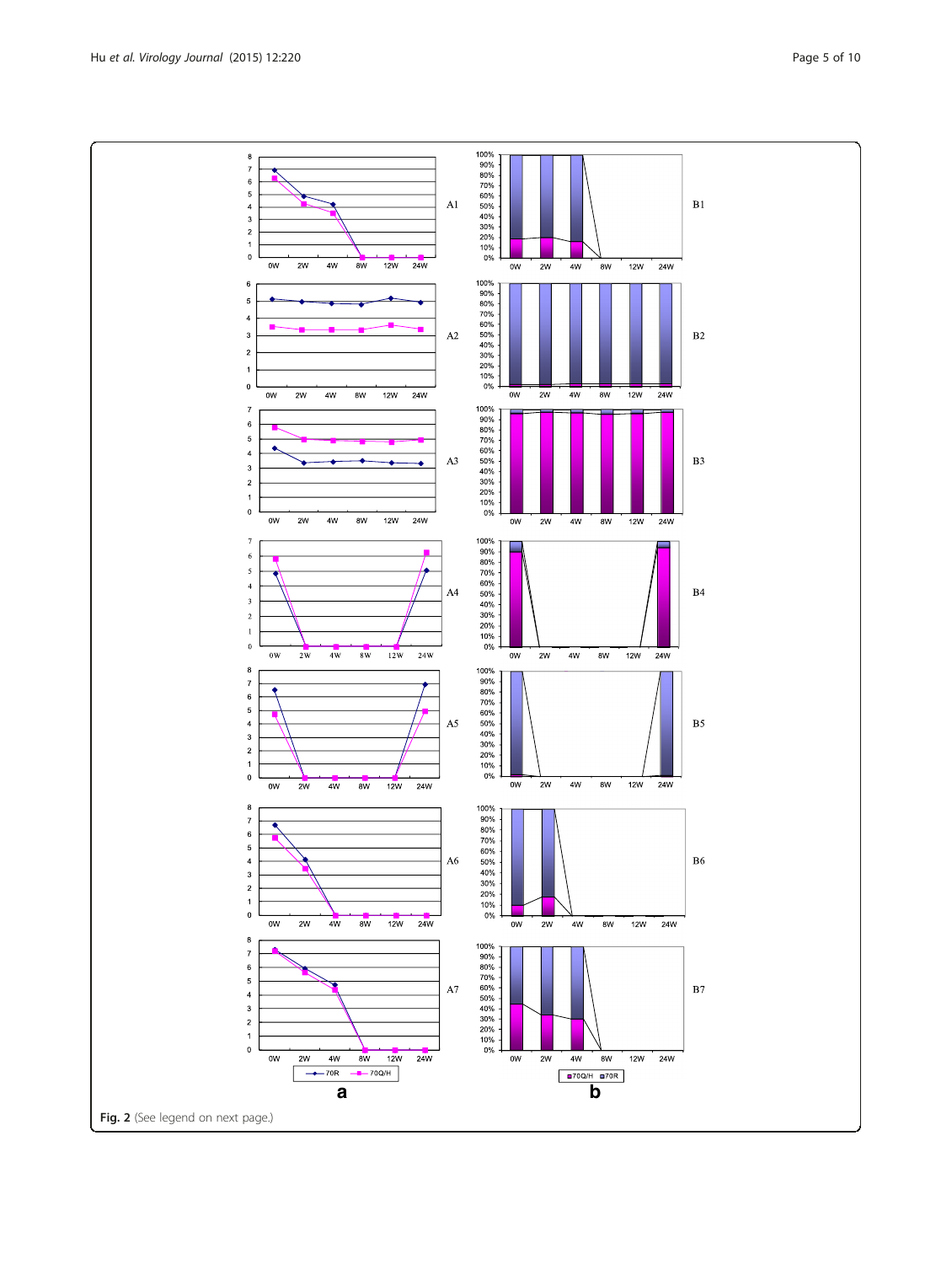Fig. 2 (See legend on next page.)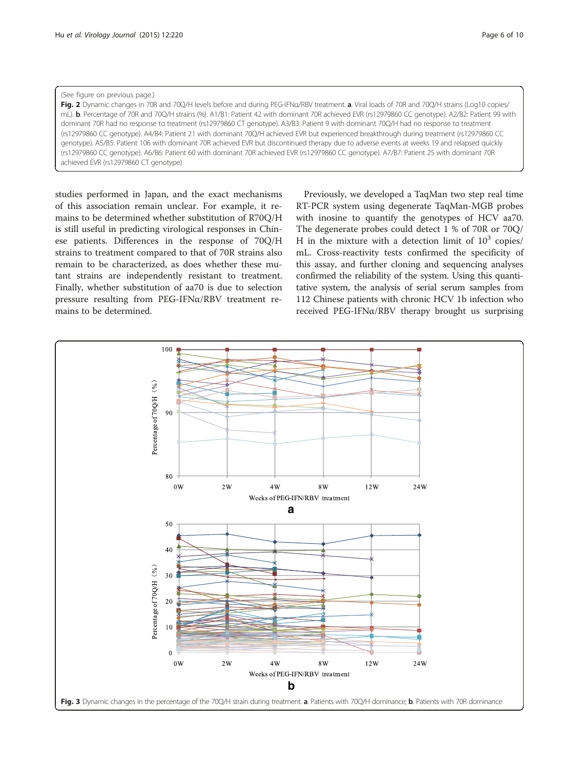(See figure on previous page.)

**Fig. 2** Dynamic changes in 70R and 70Q/H levels before and during PEG-IFNα/RBV treatment. **a**. Viral loads of 70R and 70Q/H strains (Log10 copies/mL). **b**. Percentage of 70R and 70Q/H strains (%). A1/B1: Patient 42 with dominant 70R achieved EVR (rs12979860 CC genotype). A2/B2: Patient 99 with dominant 70R had no response to treatment (rs12979860 CT genotype). A3/B3: Patient 9 with dominant 70Q/H had no response to treatment (rs12979860 CC genotype). A4/B4: Patient 21 with dominant 70Q/H achieved EVR but experienced breakthrough during treatment (rs12979860 CC genotype). A5/B5: Patient 106 with dominant 70R achieved EVR but discontinued therapy due to adverse events at weeks 19 and relapsed quickly (rs12979860 CC genotype). A6/B6: Patient 60 with dominant 70R achieved EVR (rs12979860 CC genotype). A7/B7: Patient 25 with dominant 70R achieved EVR (rs12979860 CT genotype)

studies performed in Japan, and the exact mechanisms of this association remain unclear. For example, it remains to be determined whether substitution of R70Q/H is still useful in predicting virological responses in Chinese patients. Differences in the response of 70Q/H strains to treatment compared to that of 70R strains also remain to be characterized, as does whether these mutant strains are independently resistant to treatment. Finally, whether substitution of aa70 is due to selection pressure resulting from PEG-IFNα/RBV treatment remains to be determined.

Previously, we developed a TaqMan two step real time RT-PCR system using degenerate TaqMan-MGB probes with inosine to quantify the genotypes of HCV aa70. The degenerate probes could detect 1 % of 70R or 70Q/H in the mixture with a detection limit of $10^3$ copies/mL. Cross-reactivity tests confirmed the specificity of this assay, and further cloning and sequencing analyses confirmed the reliability of the system. Using this quantitative system, the analysis of serial serum samples from 112 Chinese patients with chronic HCV 1b infection who received PEG-IFNα/RBV therapy brought us surprising

**Fig. 3** Dynamic changes in the percentage of the 70Q/H strain during treatment. **a**. Patients with 70Q/H dominance; **b**. Patients with 70R dominance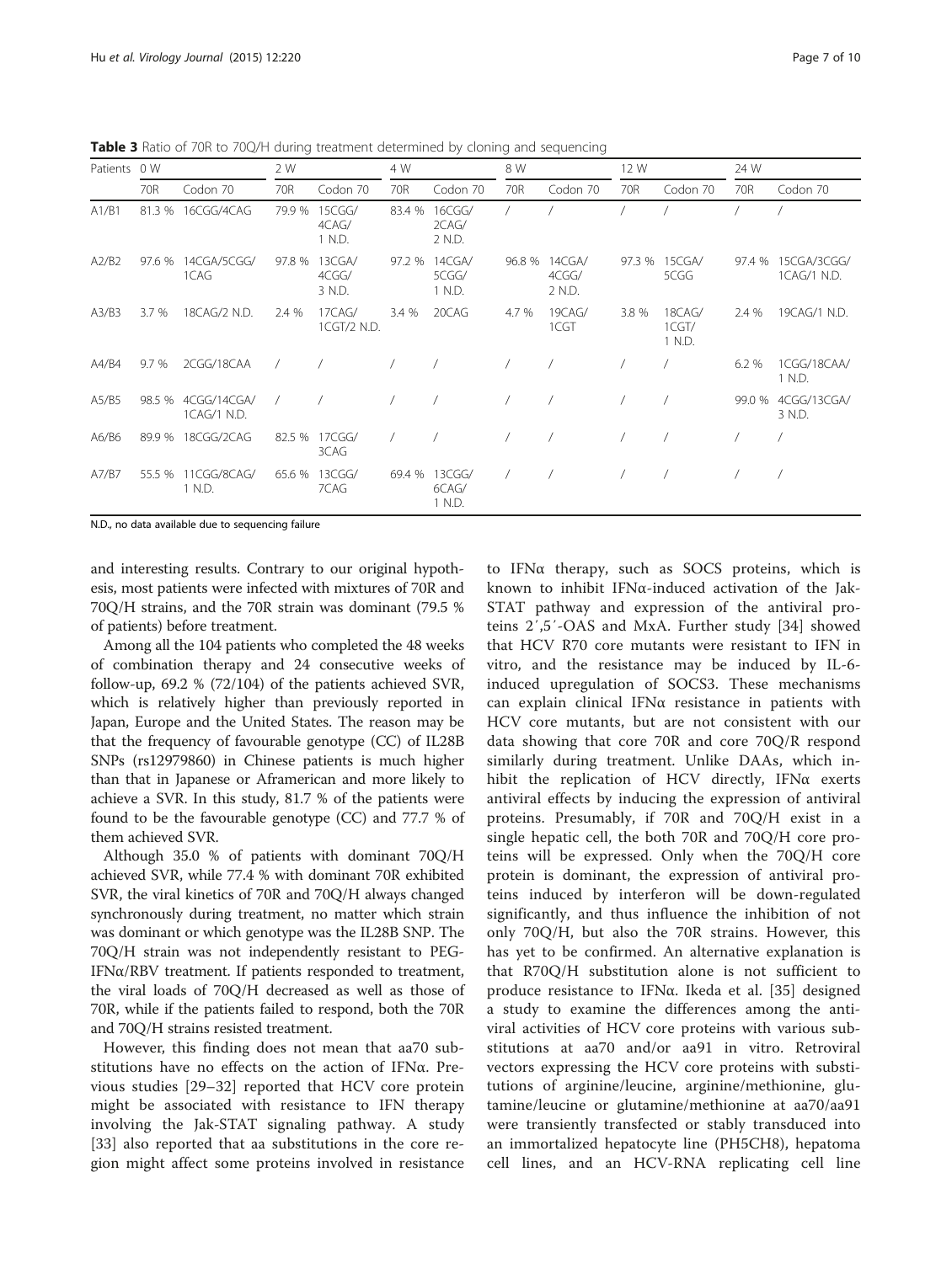**Table 3** Ratio of 70R to 70Q/H during treatment determined by cloning and sequencing

| Patients | 0 W | | 2 W | | 4 W | | 8 W | | 12 W | | 24 W | |
|---|---|---|---|---|---|---|---|---|---|---|---|---|
| | 70R | Codon 70 | 70R | Codon 70 | 70R | Codon 70 | 70R | Codon 70 | 70R | Codon 70 | 70R | Codon 70 |
| A1/B1 | 81.3 % | 16CGG/4CAG | 79.9 % | 15CGG/ 4CAG/ 1 N.D. | 83.4 % | 16CGG/ 2CAG/ 2 N.D. | / | / | / | / | / | / |
| A2/B2 | 97.6 % | 14CGA/5CGG/ 1CAG | 97.8 % | 13CGA/ 4CGG/ 3 N.D. | 97.2 % | 14CGA/ 5CGG/ 1 N.D. | 96.8 % | 14CGA/ 4CGG/ 2 N.D. | 97.3 % | 15CGA/ 5CGG | 97.4 % | 15CGA/3CGG/ 1CAG/1 N.D. |
| A3/B3 | 3.7 % | 18CAG/2 N.D. | 2.4 % | 17CAG/ 1CGT/2 N.D. | 3.4 % | 20CAG | 4.7 % | 19CAG/ 1CGT | 3.8 % | 18CAG/ 1CGT/ 1 N.D. | 2.4 % | 19CAG/1 N.D. |
| A4/B4 | 9.7 % | 2CGG/18CAA | / | / | / | / | / | / | / | / | 6.2 % | 1CGG/18CAA/ 1 N.D. |
| A5/B5 | 98.5 % | 4CGG/14CGA/ 1CAG/1 N.D. | / | / | / | / | / | / | / | / | 99.0 % | 4CGG/13CGA/ 3 N.D. |
| A6/B6 | 89.9 % | 18CGG/2CAG | 82.5 % | 17CGG/ 3CAG | / | / | / | / | / | / | / | / |
| A7/B7 | 55.5 % | 11CGG/8CAG/ 1 N.D. | 65.6 % | 13CGG/ 7CAG | 69.4 % | 13CGG/ 6CAG/ 1 N.D. | / | / | / | / | / | / |

N.D., no data available due to sequencing failure

and interesting results. Contrary to our original hypothesis, most patients were infected with mixtures of 70R and 70Q/H strains, and the 70R strain was dominant (79.5 % of patients) before treatment.

Among all the 104 patients who completed the 48 weeks of combination therapy and 24 consecutive weeks of follow-up, 69.2 % (72/104) of the patients achieved SVR, which is relatively higher than previously reported in Japan, Europe and the United States. The reason may be that the frequency of favourable genotype (CC) of IL28B SNPs (rs12979860) in Chinese patients is much higher than that in Japanese or Aframerican and more likely to achieve a SVR. In this study, 81.7 % of the patients were found to be the favourable genotype (CC) and 77.7 % of them achieved SVR.

Although 35.0 % of patients with dominant 70Q/H achieved SVR, while 77.4 % with dominant 70R exhibited SVR, the viral kinetics of 70R and 70Q/H always changed synchronously during treatment, no matter which strain was dominant or which genotype was the IL28B SNP. The 70Q/H strain was not independently resistant to PEG-IFNα/RBV treatment. If patients responded to treatment, the viral loads of 70Q/H decreased as well as those of 70R, while if the patients failed to respond, both the 70R and 70Q/H strains resisted treatment.

However, this finding does not mean that aa70 substitutions have no effects on the action of IFNα. Previous studies [29–32] reported that HCV core protein might be associated with resistance to IFN therapy involving the Jak-STAT signaling pathway. A study [33] also reported that aa substitutions in the core region might affect some proteins involved in resistance to IFNα therapy, such as SOCS proteins, which is known to inhibit IFNα-induced activation of the Jak-STAT pathway and expression of the antiviral proteins 2′,5′-OAS and MxA. Further study [34] showed that HCV R70 core mutants were resistant to IFN in vitro, and the resistance may be induced by IL-6-induced upregulation of SOCS3. These mechanisms can explain clinical IFNα resistance in patients with HCV core mutants, but are not consistent with our data showing that core 70R and core 70Q/R respond similarly during treatment. Unlike DAAs, which inhibit the replication of HCV directly, IFNα exerts antiviral effects by inducing the expression of antiviral proteins. Presumably, if 70R and 70Q/H exist in a single hepatic cell, the both 70R and 70Q/H core proteins will be expressed. Only when the 70Q/H core protein is dominant, the expression of antiviral proteins induced by interferon will be down-regulated significantly, and thus influence the inhibition of not only 70Q/H, but also the 70R strains. However, this has yet to be confirmed. An alternative explanation is that R70Q/H substitution alone is not sufficient to produce resistance to IFNα. Ikeda et al. [35] designed a study to examine the differences among the antiviral activities of HCV core proteins with various substitutions at aa70 and/or aa91 in vitro. Retroviral vectors expressing the HCV core proteins with substitutions of arginine/leucine, arginine/methionine, glutamine/leucine or glutamine/methionine at aa70/aa91 were transiently transfected or stably transduced into an immortalized hepatocyte line (PH5CH8), hepatoma cell lines, and an HCV-RNA replicating cell line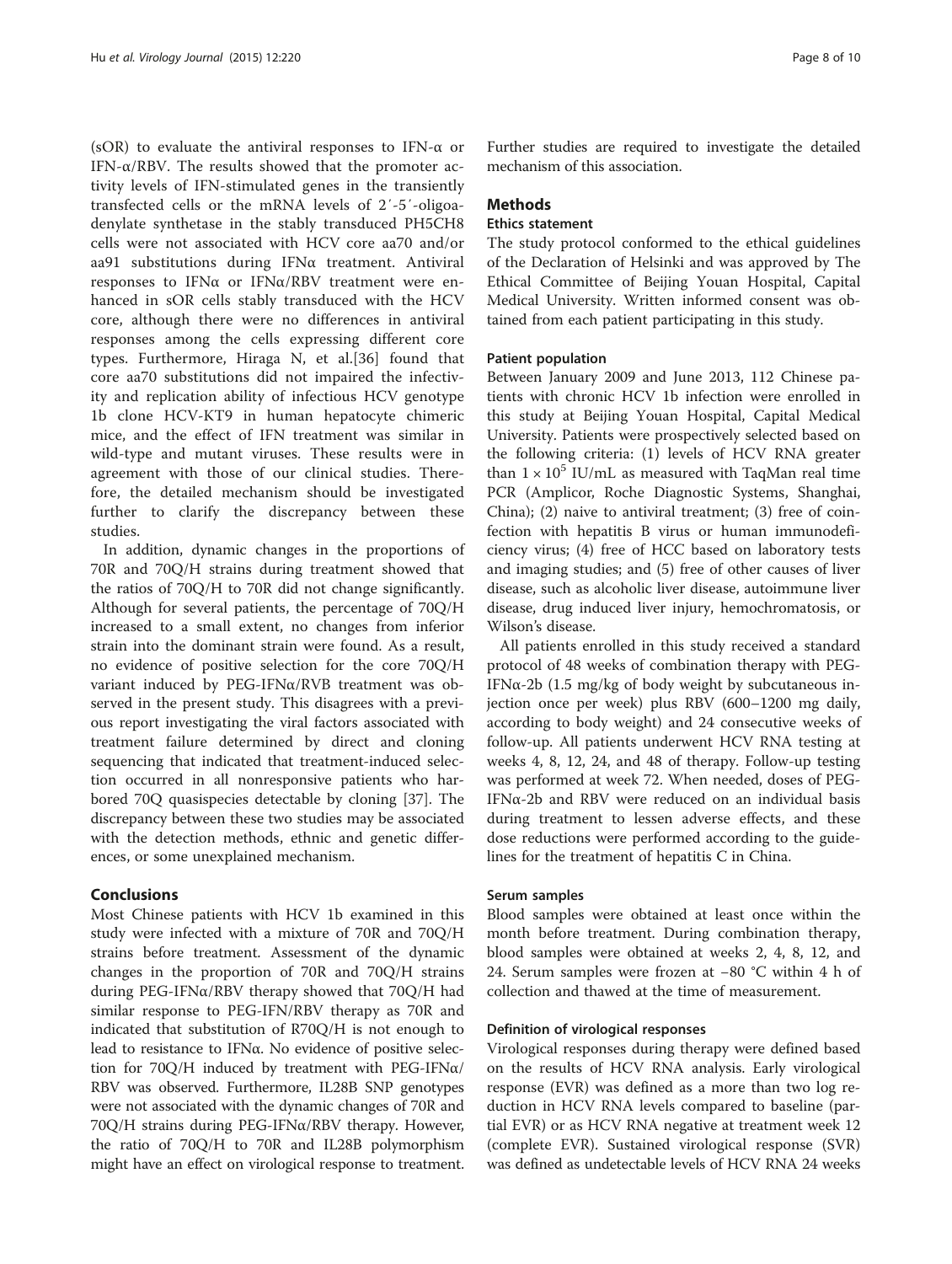(sOR) to evaluate the antiviral responses to IFN-α or IFN-α/RBV. The results showed that the promoter activity levels of IFN-stimulated genes in the transiently transfected cells or the mRNA levels of 2′-5′-oligoadenylate synthetase in the stably transduced PH5CH8 cells were not associated with HCV core aa70 and/or aa91 substitutions during IFNα treatment. Antiviral responses to IFNα or IFNα/RBV treatment were enhanced in sOR cells stably transduced with the HCV core, although there were no differences in antiviral responses among the cells expressing different core types. Furthermore, Hiraga N, et al.[36] found that core aa70 substitutions did not impaired the infectivity and replication ability of infectious HCV genotype 1b clone HCV-KT9 in human hepatocyte chimeric mice, and the effect of IFN treatment was similar in wild-type and mutant viruses. These results were in agreement with those of our clinical studies. Therefore, the detailed mechanism should be investigated further to clarify the discrepancy between these studies.

In addition, dynamic changes in the proportions of 70R and 70Q/H strains during treatment showed that the ratios of 70Q/H to 70R did not change significantly. Although for several patients, the percentage of 70Q/H increased to a small extent, no changes from inferior strain into the dominant strain were found. As a result, no evidence of positive selection for the core 70Q/H variant induced by PEG-IFNα/RVB treatment was observed in the present study. This disagrees with a previous report investigating the viral factors associated with treatment failure determined by direct and cloning sequencing that indicated that treatment-induced selection occurred in all nonresponsive patients who harbored 70Q quasispecies detectable by cloning [37]. The discrepancy between these two studies may be associated with the detection methods, ethnic and genetic differences, or some unexplained mechanism.

## Conclusions

Most Chinese patients with HCV 1b examined in this study were infected with a mixture of 70R and 70Q/H strains before treatment. Assessment of the dynamic changes in the proportion of 70R and 70Q/H strains during PEG-IFNα/RBV therapy showed that 70Q/H had similar response to PEG-IFN/RBV therapy as 70R and indicated that substitution of R70Q/H is not enough to lead to resistance to IFNα. No evidence of positive selection for 70Q/H induced by treatment with PEG-IFNα/RBV was observed. Furthermore, IL28B SNP genotypes were not associated with the dynamic changes of 70R and 70Q/H strains during PEG-IFNα/RBV therapy. However, the ratio of 70Q/H to 70R and IL28B polymorphism might have an effect on virological response to treatment. Further studies are required to investigate the detailed mechanism of this association.

## Methods

### Ethics statement

The study protocol conformed to the ethical guidelines of the Declaration of Helsinki and was approved by The Ethical Committee of Beijing Youan Hospital, Capital Medical University. Written informed consent was obtained from each patient participating in this study.

### Patient population

Between January 2009 and June 2013, 112 Chinese patients with chronic HCV 1b infection were enrolled in this study at Beijing Youan Hospital, Capital Medical University. Patients were prospectively selected based on the following criteria: (1) levels of HCV RNA greater than $1 \times 10^5$ IU/mL as measured with TaqMan real time PCR (Amplicor, Roche Diagnostic Systems, Shanghai, China); (2) naive to antiviral treatment; (3) free of coinfection with hepatitis B virus or human immunodeficiency virus; (4) free of HCC based on laboratory tests and imaging studies; and (5) free of other causes of liver disease, such as alcoholic liver disease, autoimmune liver disease, drug induced liver injury, hemochromatosis, or Wilson's disease.

All patients enrolled in this study received a standard protocol of 48 weeks of combination therapy with PEG-IFNα-2b (1.5 mg/kg of body weight by subcutaneous injection once per week) plus RBV (600–1200 mg daily, according to body weight) and 24 consecutive weeks of follow-up. All patients underwent HCV RNA testing at weeks 4, 8, 12, 24, and 48 of therapy. Follow-up testing was performed at week 72. When needed, doses of PEG-IFNα-2b and RBV were reduced on an individual basis during treatment to lessen adverse effects, and these dose reductions were performed according to the guidelines for the treatment of hepatitis C in China.

### Serum samples

Blood samples were obtained at least once within the month before treatment. During combination therapy, blood samples were obtained at weeks 2, 4, 8, 12, and 24. Serum samples were frozen at −80 °C within 4 h of collection and thawed at the time of measurement.

### Definition of virological responses

Virological responses during therapy were defined based on the results of HCV RNA analysis. Early virological response (EVR) was defined as a more than two log reduction in HCV RNA levels compared to baseline (partial EVR) or as HCV RNA negative at treatment week 12 (complete EVR). Sustained virological response (SVR) was defined as undetectable levels of HCV RNA 24 weeks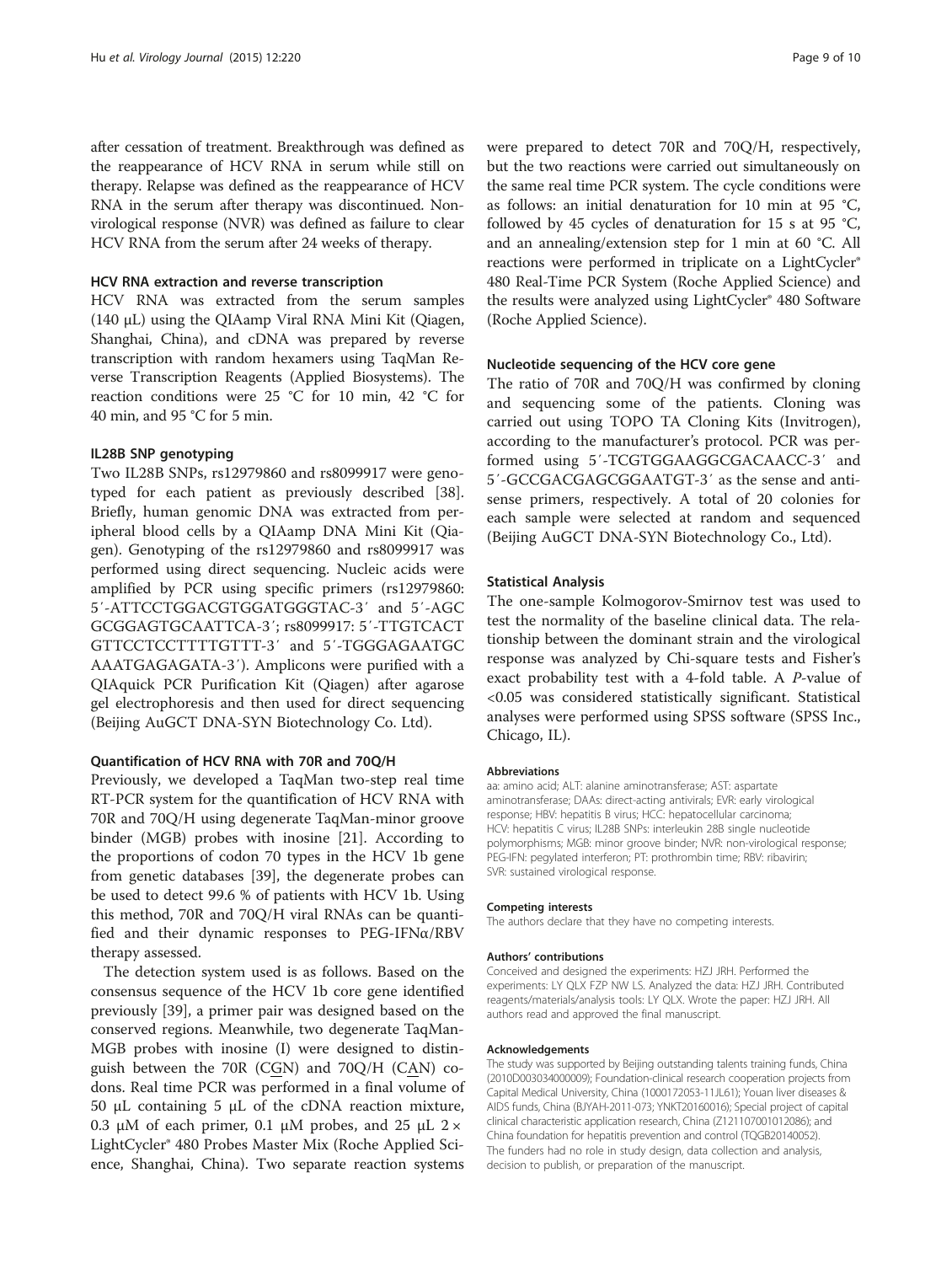after cessation of treatment. Breakthrough was defined as the reappearance of HCV RNA in serum while still on therapy. Relapse was defined as the reappearance of HCV RNA in the serum after therapy was discontinued. Non-virological response (NVR) was defined as failure to clear HCV RNA from the serum after 24 weeks of therapy.

### HCV RNA extraction and reverse transcription

HCV RNA was extracted from the serum samples (140 μL) using the QIAamp Viral RNA Mini Kit (Qiagen, Shanghai, China), and cDNA was prepared by reverse transcription with random hexamers using TaqMan Reverse Transcription Reagents (Applied Biosystems). The reaction conditions were 25 °C for 10 min, 42 °C for 40 min, and 95 °C for 5 min.

### IL28B SNP genotyping

Two IL28B SNPs, rs12979860 and rs8099917 were genotyped for each patient as previously described [38]. Briefly, human genomic DNA was extracted from peripheral blood cells by a QIAamp DNA Mini Kit (Qiagen). Genotyping of the rs12979860 and rs8099917 was performed using direct sequencing. Nucleic acids were amplified by PCR using specific primers (rs12979860: 5′-ATTCCTGGACGTGGATGGGTAC-3′ and 5′-AGCGCGGAGTGCAATTCA-3′; rs8099917: 5′-TTGTCACTGTTCCTCCTTTTGTTT-3′ and 5′-TGGGAGAATGCAAATGAGAGATA-3′). Amplicons were purified with a QIAquick PCR Purification Kit (Qiagen) after agarose gel electrophoresis and then used for direct sequencing (Beijing AuGCT DNA-SYN Biotechnology Co. Ltd).

### Quantification of HCV RNA with 70R and 70Q/H

Previously, we developed a TaqMan two-step real time RT-PCR system for the quantification of HCV RNA with 70R and 70Q/H using degenerate TaqMan-minor groove binder (MGB) probes with inosine [21]. According to the proportions of codon 70 types in the HCV 1b gene from genetic databases [39], the degenerate probes can be used to detect 99.6 % of patients with HCV 1b. Using this method, 70R and 70Q/H viral RNAs can be quantified and their dynamic responses to PEG-IFNα/RBV therapy assessed.

The detection system used is as follows. Based on the consensus sequence of the HCV 1b core gene identified previously [39], a primer pair was designed based on the conserved regions. Meanwhile, two degenerate TaqMan-MGB probes with inosine (I) were designed to distinguish between the 70R (CGN) and 70Q/H (CAN) codons. Real time PCR was performed in a final volume of 50 μL containing 5 μL of the cDNA reaction mixture, 0.3 μM of each primer, 0.1 μM probes, and 25 μL 2 × LightCycler® 480 Probes Master Mix (Roche Applied Science, Shanghai, China). Two separate reaction systems were prepared to detect 70R and 70Q/H, respectively, but the two reactions were carried out simultaneously on the same real time PCR system. The cycle conditions were as follows: an initial denaturation for 10 min at 95 °C, followed by 45 cycles of denaturation for 15 s at 95 °C, and an annealing/extension step for 1 min at 60 °C. All reactions were performed in triplicate on a LightCycler® 480 Real-Time PCR System (Roche Applied Science) and the results were analyzed using LightCycler® 480 Software (Roche Applied Science).

### Nucleotide sequencing of the HCV core gene

The ratio of 70R and 70Q/H was confirmed by cloning and sequencing some of the patients. Cloning was carried out using TOPO TA Cloning Kits (Invitrogen), according to the manufacturer's protocol. PCR was performed using 5′-TCGTGGAAGGCGACAACC-3′ and 5′-GCCGACGAGCGGAATGT-3′ as the sense and antisense primers, respectively. A total of 20 colonies for each sample were selected at random and sequenced (Beijing AuGCT DNA-SYN Biotechnology Co., Ltd).

### Statistical Analysis

The one-sample Kolmogorov-Smirnov test was used to test the normality of the baseline clinical data. The relationship between the dominant strain and the virological response was analyzed by Chi-square tests and Fisher's exact probability test with a 4-fold table. A *P*-value of <0.05 was considered statistically significant. Statistical analyses were performed using SPSS software (SPSS Inc., Chicago, IL).

#### Abbreviations

aa: amino acid; ALT: alanine aminotransferase; AST: aspartate aminotransferase; DAAs: direct-acting antivirals; EVR: early virological response; HBV: hepatitis B virus; HCC: hepatocellular carcinoma; HCV: hepatitis C virus; IL28B SNPs: interleukin 28B single nucleotide polymorphisms; MGB: minor groove binder; NVR: non-virological response; PEG-IFN: pegylated interferon; PT: prothrombin time; RBV: ribavirin; SVR: sustained virological response.

#### Competing interests

The authors declare that they have no competing interests.

#### Authors' contributions

Conceived and designed the experiments: HZJ JRH. Performed the experiments: LY QLX FZP NW LS. Analyzed the data: HZJ JRH. Contributed reagents/materials/analysis tools: LY QLX. Wrote the paper: HZJ JRH. All authors read and approved the final manuscript.

#### Acknowledgements

The study was supported by Beijing outstanding talents training funds, China (2010D003034000009); Foundation-clinical research cooperation projects from Capital Medical University, China (1000172053-11JL61); Youan liver diseases & AIDS funds, China (BJYAH-2011-073; YNKT20160016); Special project of capital clinical characteristic application research, China (Z121107001012086); and China foundation for hepatitis prevention and control (TQGB20140052). The funders had no role in study design, data collection and analysis, decision to publish, or preparation of the manuscript.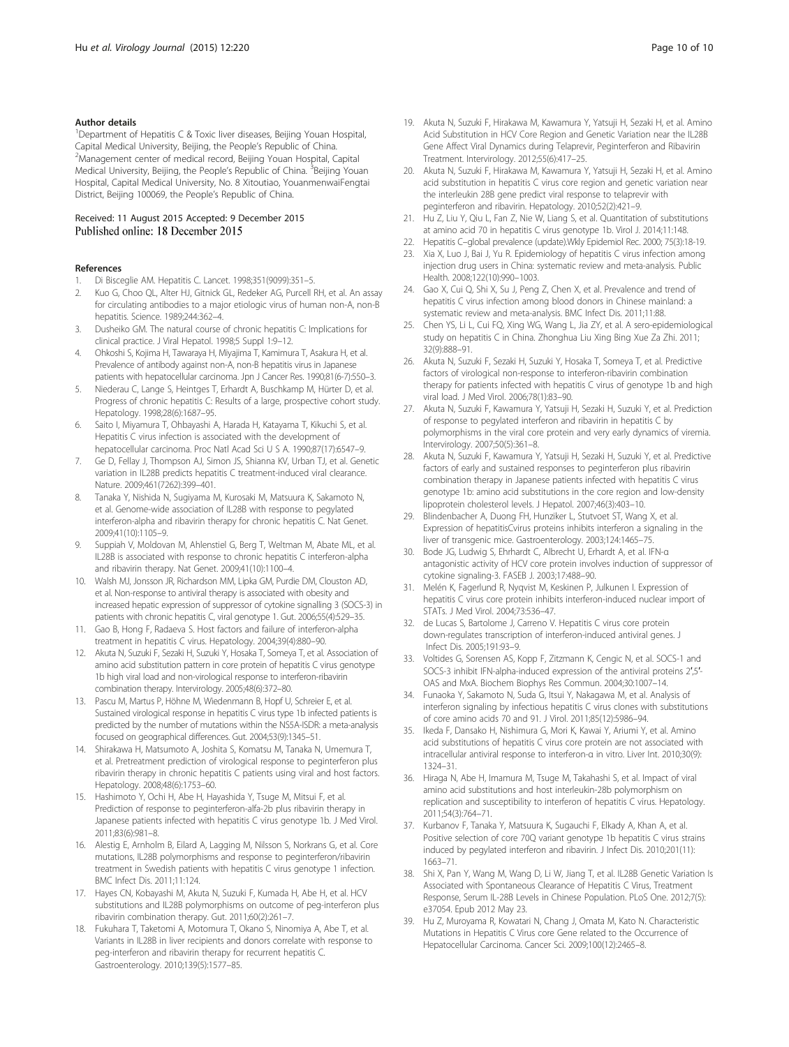#### Author details

[1]Department of Hepatitis C & Toxic liver diseases, Beijing Youan Hospital, Capital Medical University, Beijing, the People's Republic of China. [2]Management center of medical record, Beijing Youan Hospital, Capital Medical University, Beijing, the People's Republic of China. [3]Beijing Youan Hospital, Capital Medical University, No. 8 Xitoutiao, YouanmenwaiFengtai District, Beijing 100069, the People's Republic of China.

Received: 11 August 2015 Accepted: 9 December 2015
Published online: 18 December 2015

#### References

1. Di Bisceglie AM. Hepatitis C. Lancet. 1998;351(9099):351–5.
2. Kuo G, Choo QL, Alter HJ, Gitnick GL, Redeker AG, Purcell RH, et al. An assay for circulating antibodies to a major etiologic virus of human non-A, non-B hepatitis. Science. 1989;244:362–4.
3. Dusheiko GM. The natural course of chronic hepatitis C: Implications for clinical practice. J Viral Hepatol. 1998;5 Suppl 1:9–12.
4. Ohkoshi S, Kojima H, Tawaraya H, Miyajima T, Kamimura T, Asakura H, et al. Prevalence of antibody against non-A, non-B hepatitis virus in Japanese patients with hepatocellular carcinoma. Jpn J Cancer Res. 1990;81(6-7):550–3.
5. Niederau C, Lange S, Heintges T, Erhardt A, Buschkamp M, Hürter D, et al. Progress of chronic hepatitis C: Results of a large, prospective cohort study. Hepatology. 1998;28(6):1687–95.
6. Saito I, Miyamura T, Ohbayashi A, Harada H, Katayama T, Kikuchi S, et al. Hepatitis C virus infection is associated with the development of hepatocellular carcinoma. Proc Natl Acad Sci U S A. 1990;87(17):6547–9.
7. Ge D, Fellay J, Thompson AJ, Simon JS, Shianna KV, Urban TJ, et al. Genetic variation in IL28B predicts hepatitis C treatment-induced viral clearance. Nature. 2009;461(7262):399–401.
8. Tanaka Y, Nishida N, Sugiyama M, Kurosaki M, Matsuura K, Sakamoto N, et al. Genome-wide association of IL28B with response to pegylated interferon-alpha and ribavirin therapy for chronic hepatitis C. Nat Genet. 2009;41(10):1105–9.
9. Suppiah V, Moldovan M, Ahlenstiel G, Berg T, Weltman M, Abate ML, et al. IL28B is associated with response to chronic hepatitis C interferon-alpha and ribavirin therapy. Nat Genet. 2009;41(10):1100–4.
10. Walsh MJ, Jonsson JR, Richardson MM, Lipka GM, Purdie DM, Clouston AD, et al. Non-response to antiviral therapy is associated with obesity and increased hepatic expression of suppressor of cytokine signalling 3 (SOCS-3) in patients with chronic hepatitis C, viral genotype 1. Gut. 2006;55(4):529–35.
11. Gao B, Hong F, Radaeva S. Host factors and failure of interferon-alpha treatment in hepatitis C virus. Hepatology. 2004;39(4):880–90.
12. Akuta N, Suzuki F, Sezaki H, Suzuki Y, Hosaka T, Someya T, et al. Association of amino acid substitution pattern in core protein of hepatitis C virus genotype 1b high viral load and non-virological response to interferon-ribavirin combination therapy. Intervirology. 2005;48(6):372–80.
13. Pascu M, Martus P, Höhne M, Wiedenmann B, Hopf U, Schreier E, et al. Sustained virological response in hepatitis C virus type 1b infected patients is predicted by the number of mutations within the NS5A-ISDR: a meta-analysis focused on geographical differences. Gut. 2004;53(9):1345–51.
14. Shirakawa H, Matsumoto A, Joshita S, Komatsu M, Tanaka N, Umemura T, et al. Pretreatment prediction of virological response to peginterferon plus ribavirin therapy in chronic hepatitis C patients using viral and host factors. Hepatology. 2008;48(6):1753–60.
15. Hashimoto Y, Ochi H, Abe H, Hayashida Y, Tsuge M, Mitsui F, et al. Prediction of response to peginterferon-alfa-2b plus ribavirin therapy in Japanese patients infected with hepatitis C virus genotype 1b. J Med Virol. 2011;83(6):981–8.
16. Alestig E, Arnholm B, Eilard A, Lagging M, Nilsson S, Norkrans G, et al. Core mutations, IL28B polymorphisms and response to peginterferon/ribavirin treatment in Swedish patients with hepatitis C virus genotype 1 infection. BMC Infect Dis. 2011;11:124.
17. Hayes CN, Kobayashi M, Akuta N, Suzuki F, Kumada H, Abe H, et al. HCV substitutions and IL28B polymorphisms on outcome of peg-interferon plus ribavirin combination therapy. Gut. 2011;60(2):261–7.
18. Fukuhara T, Taketomi A, Motomura T, Okano S, Ninomiya A, Abe T, et al. Variants in IL28B in liver recipients and donors correlate with response to peg-interferon and ribavirin therapy for recurrent hepatitis C. Gastroenterology. 2010;139(5):1577–85.
19. Akuta N, Suzuki F, Hirakawa M, Kawamura Y, Yatsuji H, Sezaki H, et al. Amino Acid Substitution in HCV Core Region and Genetic Variation near the IL28B Gene Affect Viral Dynamics during Telaprevir, Peginterferon and Ribavirin Treatment. Intervirology. 2012;55(6):417–25.
20. Akuta N, Suzuki F, Hirakawa M, Kawamura Y, Yatsuji H, Sezaki H, et al. Amino acid substitution in hepatitis C virus core region and genetic variation near the interleukin 28B gene predict viral response to telaprevir with peginterferon and ribavirin. Hepatology. 2010;52(2):421–9.
21. Hu Z, Liu Y, Qiu L, Fan Z, Nie W, Liang S, et al. Quantitation of substitutions at amino acid 70 in hepatitis C virus genotype 1b. Virol J. 2014;11:148.
22. Hepatitis C–global prevalence (update).Wkly Epidemiol Rec. 2000; 75(3):18-19.
23. Xia X, Luo J, Bai J, Yu R. Epidemiology of hepatitis C virus infection among injection drug users in China: systematic review and meta-analysis. Public Health. 2008;122(10):990–1003.
24. Gao X, Cui Q, Shi X, Su J, Peng Z, Chen X, et al. Prevalence and trend of hepatitis C virus infection among blood donors in Chinese mainland: a systematic review and meta-analysis. BMC Infect Dis. 2011;11:88.
25. Chen YS, Li L, Cui FQ, Xing WG, Wang L, Jia ZY, et al. A sero-epidemiological study on hepatitis C in China. Zhonghua Liu Xing Bing Xue Za Zhi. 2011; 32(9):888–91.
26. Akuta N, Suzuki F, Sezaki H, Suzuki Y, Hosaka T, Someya T, et al. Predictive factors of virological non-response to interferon-ribavirin combination therapy for patients infected with hepatitis C virus of genotype 1b and high viral load. J Med Virol. 2006;78(1):83–90.
27. Akuta N, Suzuki F, Kawamura Y, Yatsuji H, Sezaki H, Suzuki Y, et al. Prediction of response to pegylated interferon and ribavirin in hepatitis C by polymorphisms in the viral core protein and very early dynamics of viremia. Intervirology. 2007;50(5):361–8.
28. Akuta N, Suzuki F, Kawamura Y, Yatsuji H, Sezaki H, Suzuki Y, et al. Predictive factors of early and sustained responses to peginterferon plus ribavirin combination therapy in Japanese patients infected with hepatitis C virus genotype 1b: amino acid substitutions in the core region and low-density lipoprotein cholesterol levels. J Hepatol. 2007;46(3):403–10.
29. Blindenbacher A, Duong FH, Hunziker L, Stutvoet ST, Wang X, et al. Expression of hepatitisCvirus proteins inhibits interferon a signaling in the liver of transgenic mice. Gastroenterology. 2003;124:1465–75.
30. Bode JG, Ludwig S, Ehrhardt C, Albrecht U, Erhardt A, et al. IFN-α antagonistic activity of HCV core protein involves induction of suppressor of cytokine signaling-3. FASEB J. 2003;17:488–90.
31. Melén K, Fagerlund R, Nyqvist M, Keskinen P, Julkunen I. Expression of hepatitis C virus core protein inhibits interferon-induced nuclear import of STATs. J Med Virol. 2004;73:536–47.
32. de Lucas S, Bartolome J, Carreno V. Hepatitis C virus core protein down-regulates transcription of interferon-induced antiviral genes. J Infect Dis. 2005;191:93–9.
33. Voltides G, Sorensen AS, Kopp F, Zitzmann K, Cengic N, et al. SOCS-1 and SOCS-3 inhibit IFN-alpha-induced expression of the antiviral proteins 2′,5′-OAS and MxA. Biochem Biophys Res Commun. 2004;30:1007–14.
34. Funaoka Y, Sakamoto N, Suda G, Itsui Y, Nakagawa M, et al. Analysis of interferon signaling by infectious hepatitis C virus clones with substitutions of core amino acids 70 and 91. J Virol. 2011;85(12):5986–94.
35. Ikeda F, Dansako H, Nishimura G, Mori K, Kawai Y, Ariumi Y, et al. Amino acid substitutions of hepatitis C virus core protein are not associated with intracellular antiviral response to interferon-α in vitro. Liver Int. 2010;30(9): 1324–31.
36. Hiraga N, Abe H, Imamura M, Tsuge M, Takahashi S, et al. Impact of viral amino acid substitutions and host interleukin-28b polymorphism on replication and susceptibility to interferon of hepatitis C virus. Hepatology. 2011;54(3):764–71.
37. Kurbanov F, Tanaka Y, Matsuura K, Sugauchi F, Elkady A, Khan A, et al. Positive selection of core 70Q variant genotype 1b hepatitis C virus strains induced by pegylated interferon and ribavirin. J Infect Dis. 2010;201(11): 1663–71.
38. Shi X, Pan Y, Wang M, Wang D, Li W, Jiang T, et al. IL28B Genetic Variation Is Associated with Spontaneous Clearance of Hepatitis C Virus, Treatment Response, Serum IL-28B Levels in Chinese Population. PLoS One. 2012;7(5): e37054. Epub 2012 May 23.
39. Hu Z, Muroyama R, Kowatari N, Chang J, Omata M, Kato N. Characteristic Mutations in Hepatitis C Virus core Gene related to the Occurrence of Hepatocellular Carcinoma. Cancer Sci. 2009;100(12):2465–8.